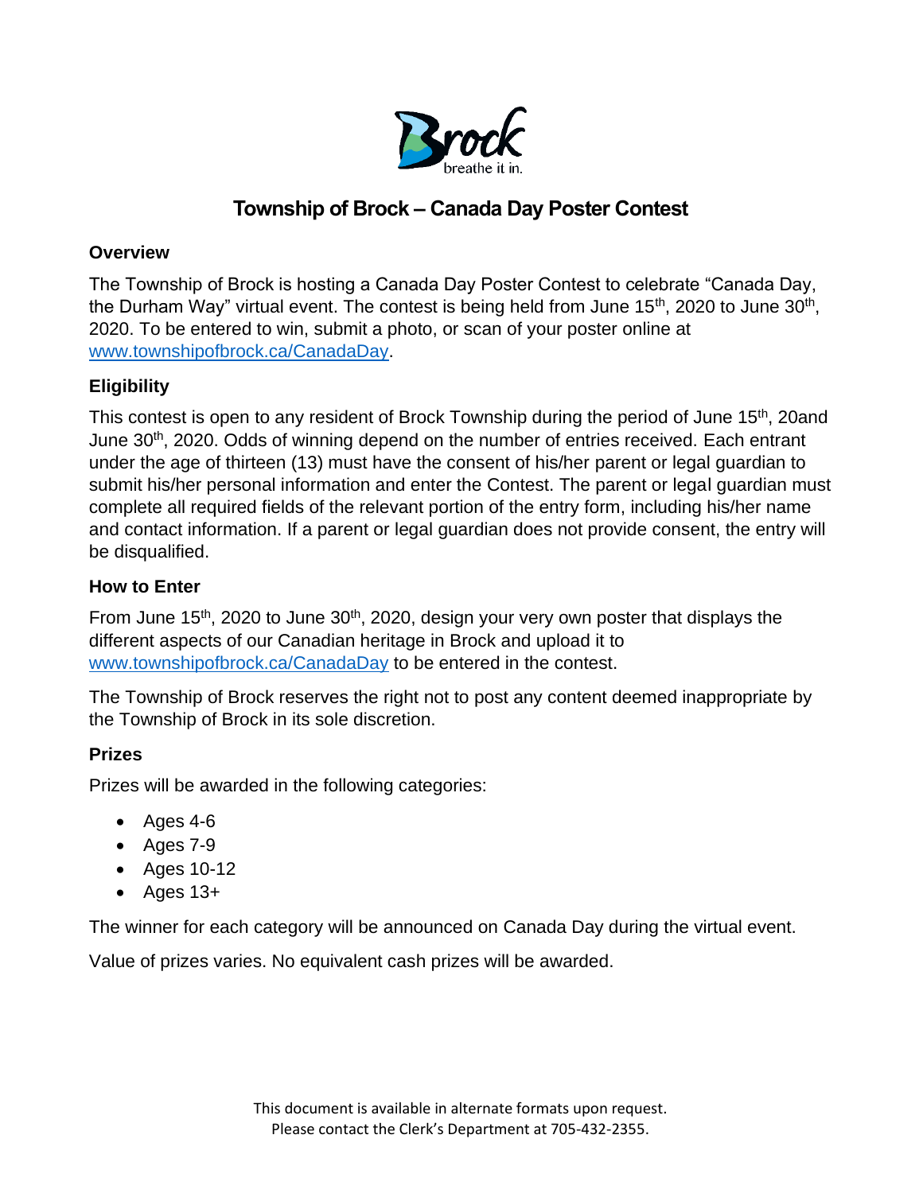# Township of Brock – Canada Day Poster Contest

### Overview

The Township of Brock is hosting a Canada Day Poster Contest to celebrate "Canada Day, the Durham Way" virtual event. The contest is being held from June 15th, 2020 to June 30th, 2020. To be entered to win, submit a photo, or scan of your poster online at www.townshipofbrock.ca/CanadaDay.

### Eligibility

This contest is open to any resident of Brock Township during the period of June 15th, 20and June 30th, 2020. Odds of winning depend on the number of entries received. Each entrant under the age of thirteen (13) must have the consent of his/her parent or legal guardian to submit his/her personal information and enter the Contest. The parent or legal guardian must complete all required fields of the relevant portion of the entry form, including his/her name and contact information. If a parent or legal guardian does not provide consent, the entry will be disqualified.

### How to Enter

From June 15th, 2020 to June 30th, 2020, design your very own poster that displays the different aspects of our Canadian heritage in Brock and upload it to www.townshipofbrock.ca/CanadaDay to be entered in the contest.

The Township of Brock reserves the right not to post any content deemed inappropriate by the Township of Brock in its sole discretion.

### Prizes

Prizes will be awarded in the following categories:

- Ages 4-6
- Ages 7-9
- Ages 10-12
- Ages 13+

The winner for each category will be announced on Canada Day during the virtual event.

Value of prizes varies. No equivalent cash prizes will be awarded.

This document is available in alternate formats upon request.
Please contact the Clerk's Department at 705-432-2355.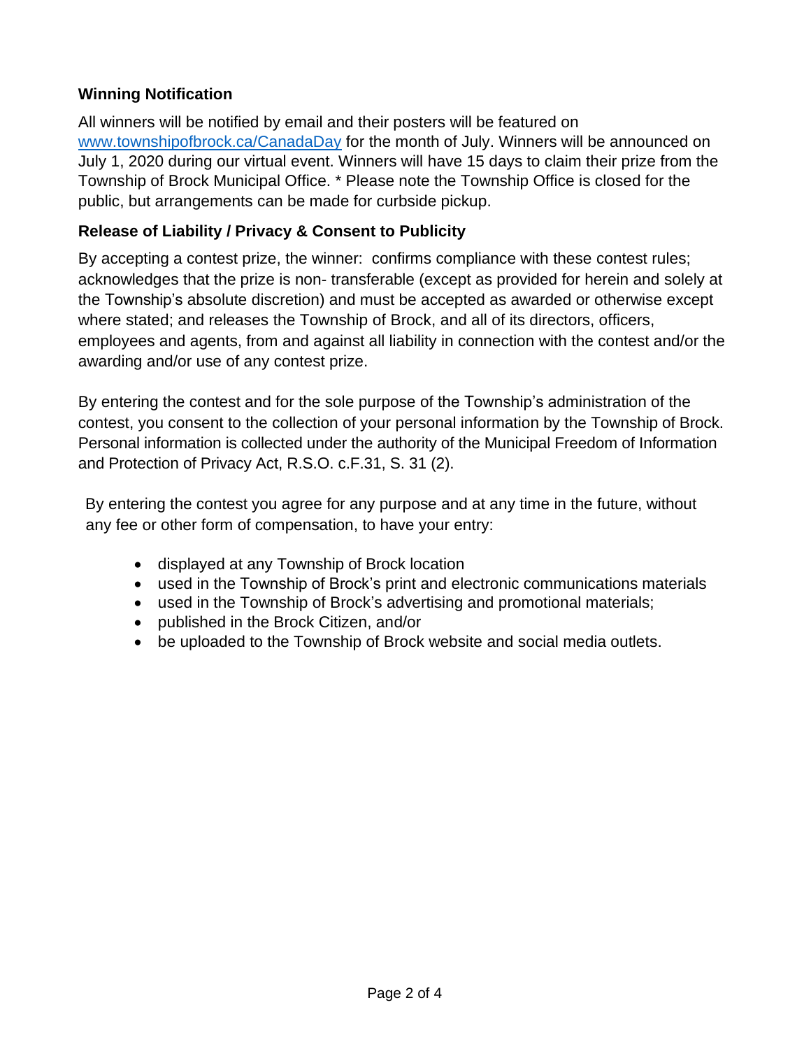### Winning Notification

All winners will be notified by email and their posters will be featured on [www.townshipofbrock.ca/CanadaDay](www.townshipofbrock.ca/CanadaDay) for the month of July. Winners will be announced on July 1, 2020 during our virtual event. Winners will have 15 days to claim their prize from the Township of Brock Municipal Office. * Please note the Township Office is closed for the public, but arrangements can be made for curbside pickup.

### Release of Liability / Privacy & Consent to Publicity

By accepting a contest prize, the winner: confirms compliance with these contest rules; acknowledges that the prize is non- transferable (except as provided for herein and solely at the Township's absolute discretion) and must be accepted as awarded or otherwise except where stated; and releases the Township of Brock, and all of its directors, officers, employees and agents, from and against all liability in connection with the contest and/or the awarding and/or use of any contest prize.

By entering the contest and for the sole purpose of the Township's administration of the contest, you consent to the collection of your personal information by the Township of Brock. Personal information is collected under the authority of the Municipal Freedom of Information and Protection of Privacy Act, R.S.O. c.F.31, S. 31 (2).

By entering the contest you agree for any purpose and at any time in the future, without any fee or other form of compensation, to have your entry:

- displayed at any Township of Brock location
- used in the Township of Brock's print and electronic communications materials
- used in the Township of Brock's advertising and promotional materials;
- published in the Brock Citizen, and/or
- be uploaded to the Township of Brock website and social media outlets.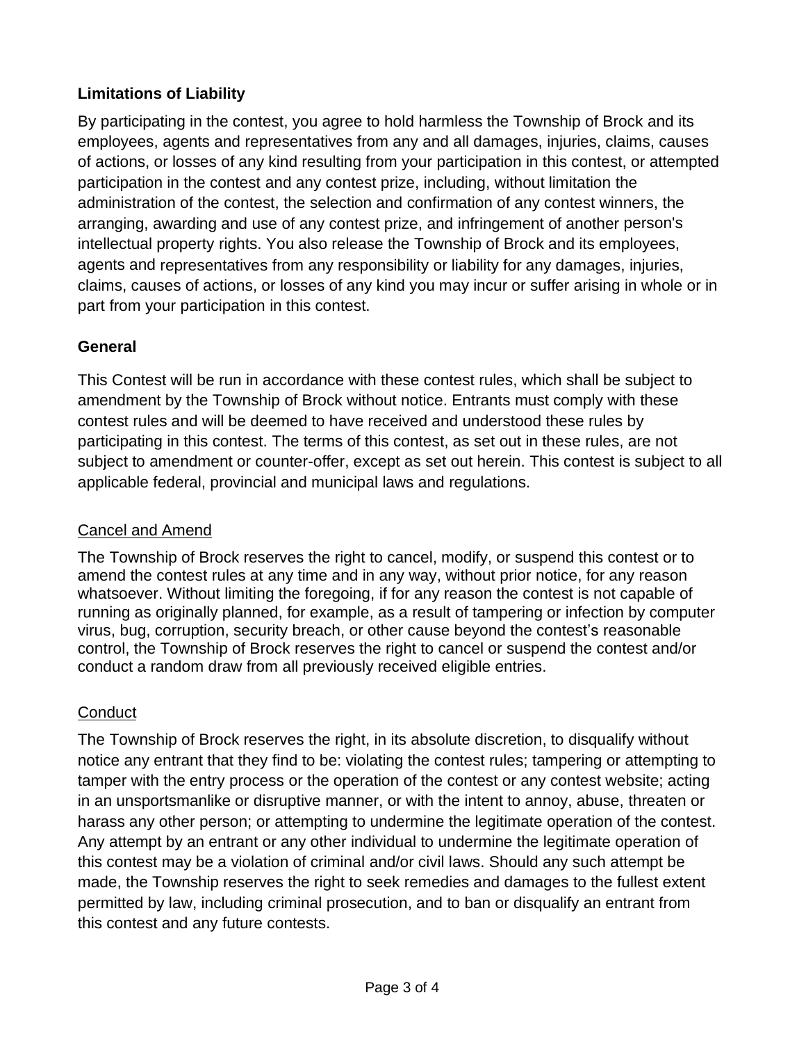## Limitations of Liability

By participating in the contest, you agree to hold harmless the Township of Brock and its employees, agents and representatives from any and all damages, injuries, claims, causes of actions, or losses of any kind resulting from your participation in this contest, or attempted participation in the contest and any contest prize, including, without limitation the administration of the contest, the selection and confirmation of any contest winners, the arranging, awarding and use of any contest prize, and infringement of another person's intellectual property rights. You also release the Township of Brock and its employees, agents and representatives from any responsibility or liability for any damages, injuries, claims, causes of actions, or losses of any kind you may incur or suffer arising in whole or in part from your participation in this contest.

## General

This Contest will be run in accordance with these contest rules, which shall be subject to amendment by the Township of Brock without notice. Entrants must comply with these contest rules and will be deemed to have received and understood these rules by participating in this contest. The terms of this contest, as set out in these rules, are not subject to amendment or counter-offer, except as set out herein. This contest is subject to all applicable federal, provincial and municipal laws and regulations.

### Cancel and Amend

The Township of Brock reserves the right to cancel, modify, or suspend this contest or to amend the contest rules at any time and in any way, without prior notice, for any reason whatsoever. Without limiting the foregoing, if for any reason the contest is not capable of running as originally planned, for example, as a result of tampering or infection by computer virus, bug, corruption, security breach, or other cause beyond the contest's reasonable control, the Township of Brock reserves the right to cancel or suspend the contest and/or conduct a random draw from all previously received eligible entries.

### Conduct

The Township of Brock reserves the right, in its absolute discretion, to disqualify without notice any entrant that they find to be: violating the contest rules; tampering or attempting to tamper with the entry process or the operation of the contest or any contest website; acting in an unsportsmanlike or disruptive manner, or with the intent to annoy, abuse, threaten or harass any other person; or attempting to undermine the legitimate operation of the contest. Any attempt by an entrant or any other individual to undermine the legitimate operation of this contest may be a violation of criminal and/or civil laws. Should any such attempt be made, the Township reserves the right to seek remedies and damages to the fullest extent permitted by law, including criminal prosecution, and to ban or disqualify an entrant from this contest and any future contests.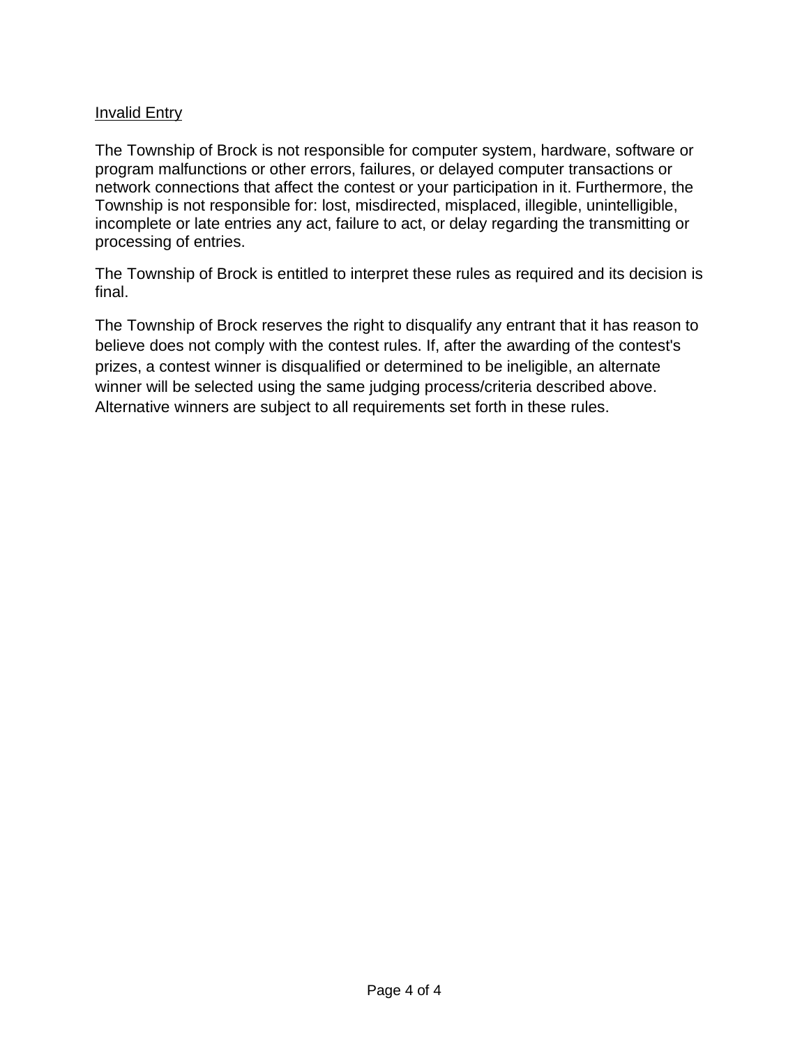Invalid Entry

The Township of Brock is not responsible for computer system, hardware, software or program malfunctions or other errors, failures, or delayed computer transactions or network connections that affect the contest or your participation in it. Furthermore, the Township is not responsible for: lost, misdirected, misplaced, illegible, unintelligible, incomplete or late entries any act, failure to act, or delay regarding the transmitting or processing of entries.

The Township of Brock is entitled to interpret these rules as required and its decision is final.

The Township of Brock reserves the right to disqualify any entrant that it has reason to believe does not comply with the contest rules. If, after the awarding of the contest's prizes, a contest winner is disqualified or determined to be ineligible, an alternate winner will be selected using the same judging process/criteria described above. Alternative winners are subject to all requirements set forth in these rules.